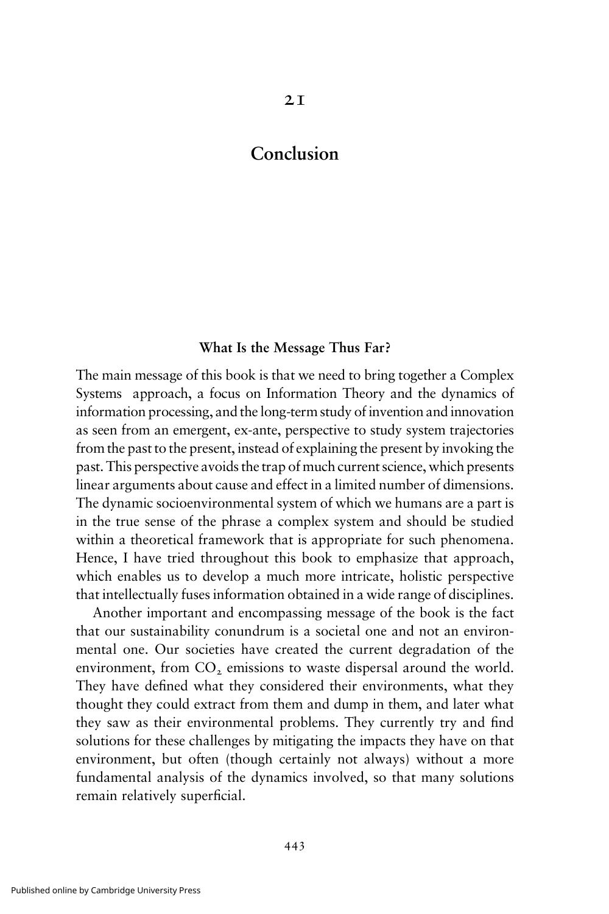# 21

# Conclusion

## What Is the Message Thus Far?

The main message of this book is that we need to bring together a Complex Systems approach, a focus on Information Theory and the dynamics of information processing, and the long-term study of invention and innovation as seen from an emergent, ex-ante, perspective to study system trajectories from the past to the present, instead of explaining the present by invoking the past. This perspective avoids the trap of much current science, which presents linear arguments about cause and effect in a limited number of dimensions. The dynamic socioenvironmental system of which we humans are a part is in the true sense of the phrase a complex system and should be studied within a theoretical framework that is appropriate for such phenomena. Hence, I have tried throughout this book to emphasize that approach, which enables us to develop a much more intricate, holistic perspective that intellectually fuses information obtained in a wide range of disciplines.

Another important and encompassing message of the book is the fact that our sustainability conundrum is a societal one and not an environmental one. Our societies have created the current degradation of the environment, from $CO_2$ emissions to waste dispersal around the world. They have defined what they considered their environments, what they thought they could extract from them and dump in them, and later what they saw as their environmental problems. They currently try and find solutions for these challenges by mitigating the impacts they have on that environment, but often (though certainly not always) without a more fundamental analysis of the dynamics involved, so that many solutions remain relatively superficial.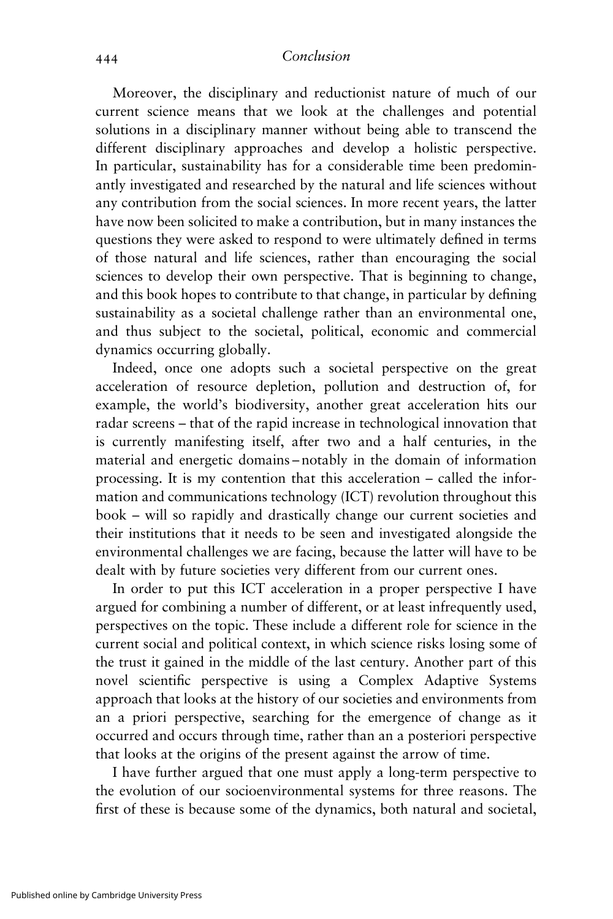Moreover, the disciplinary and reductionist nature of much of our current science means that we look at the challenges and potential solutions in a disciplinary manner without being able to transcend the different disciplinary approaches and develop a holistic perspective. In particular, sustainability has for a considerable time been predominantly investigated and researched by the natural and life sciences without any contribution from the social sciences. In more recent years, the latter have now been solicited to make a contribution, but in many instances the questions they were asked to respond to were ultimately defined in terms of those natural and life sciences, rather than encouraging the social sciences to develop their own perspective. That is beginning to change, and this book hopes to contribute to that change, in particular by defining sustainability as a societal challenge rather than an environmental one, and thus subject to the societal, political, economic and commercial dynamics occurring globally.

Indeed, once one adopts such a societal perspective on the great acceleration of resource depletion, pollution and destruction of, for example, the world's biodiversity, another great acceleration hits our radar screens – that of the rapid increase in technological innovation that is currently manifesting itself, after two and a half centuries, in the material and energetic domains – notably in the domain of information processing. It is my contention that this acceleration – called the information and communications technology (ICT) revolution throughout this book – will so rapidly and drastically change our current societies and their institutions that it needs to be seen and investigated alongside the environmental challenges we are facing, because the latter will have to be dealt with by future societies very different from our current ones.

In order to put this ICT acceleration in a proper perspective I have argued for combining a number of different, or at least infrequently used, perspectives on the topic. These include a different role for science in the current social and political context, in which science risks losing some of the trust it gained in the middle of the last century. Another part of this novel scientific perspective is using a Complex Adaptive Systems approach that looks at the history of our societies and environments from an a priori perspective, searching for the emergence of change as it occurred and occurs through time, rather than an a posteriori perspective that looks at the origins of the present against the arrow of time.

I have further argued that one must apply a long-term perspective to the evolution of our socioenvironmental systems for three reasons. The first of these is because some of the dynamics, both natural and societal,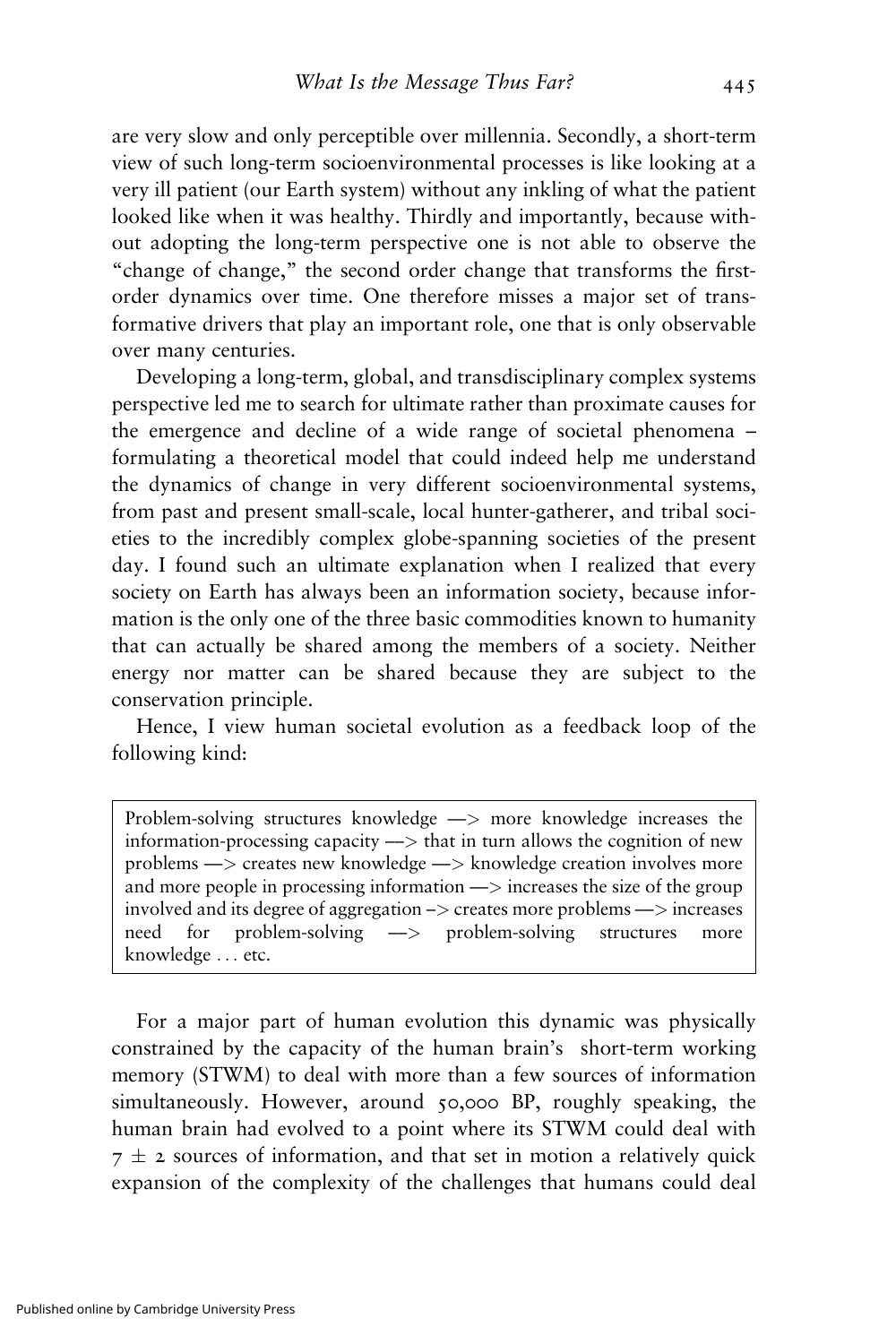are very slow and only perceptible over millennia. Secondly, a short-term view of such long-term socioenvironmental processes is like looking at a very ill patient (our Earth system) without any inkling of what the patient looked like when it was healthy. Thirdly and importantly, because without adopting the long-term perspective one is not able to observe the "change of change," the second order change that transforms the first-order dynamics over time. One therefore misses a major set of transformative drivers that play an important role, one that is only observable over many centuries.

Developing a long-term, global, and transdisciplinary complex systems perspective led me to search for ultimate rather than proximate causes for the emergence and decline of a wide range of societal phenomena – formulating a theoretical model that could indeed help me understand the dynamics of change in very different socioenvironmental systems, from past and present small-scale, local hunter-gatherer, and tribal societies to the incredibly complex globe-spanning societies of the present day. I found such an ultimate explanation when I realized that every society on Earth has always been an information society, because information is the only one of the three basic commodities known to humanity that can actually be shared among the members of a society. Neither energy nor matter can be shared because they are subject to the conservation principle.

Hence, I view human societal evolution as a feedback loop of the following kind:

> Problem-solving structures knowledge —> more knowledge increases the information-processing capacity —> that in turn allows the cognition of new problems —> creates new knowledge —> knowledge creation involves more and more people in processing information —> increases the size of the group involved and its degree of aggregation –> creates more problems —> increases need for problem-solving —> problem-solving structures more knowledge ... etc.

For a major part of human evolution this dynamic was physically constrained by the capacity of the human brain's short-term working memory (STWM) to deal with more than a few sources of information simultaneously. However, around 50,000 BP, roughly speaking, the human brain had evolved to a point where its STWM could deal with $7 \pm 2$ sources of information, and that set in motion a relatively quick expansion of the complexity of the challenges that humans could deal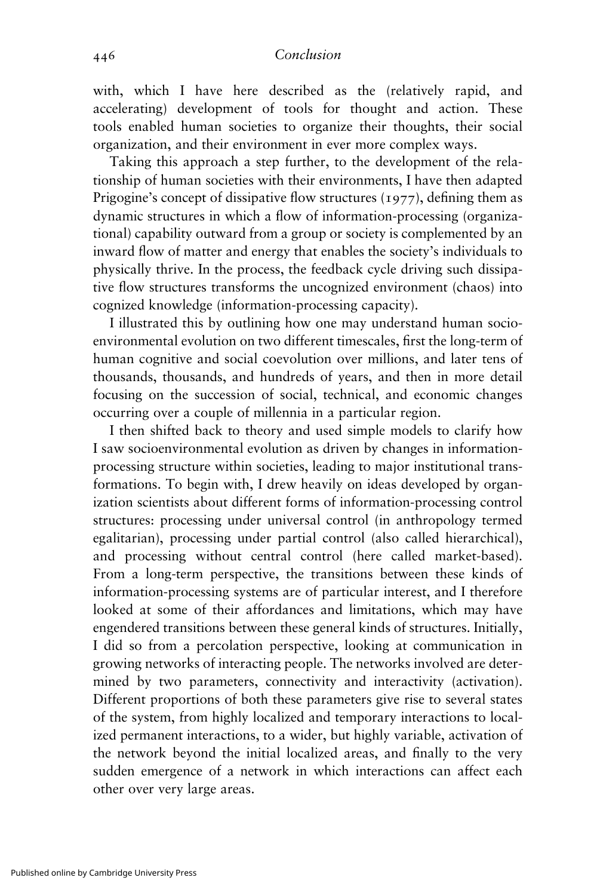with, which I have here described as the (relatively rapid, and accelerating) development of tools for thought and action. These tools enabled human societies to organize their thoughts, their social organization, and their environment in ever more complex ways.

Taking this approach a step further, to the development of the relationship of human societies with their environments, I have then adapted Prigogine's concept of dissipative flow structures (1977), defining them as dynamic structures in which a flow of information-processing (organizational) capability outward from a group or society is complemented by an inward flow of matter and energy that enables the society's individuals to physically thrive. In the process, the feedback cycle driving such dissipative flow structures transforms the uncognized environment (chaos) into cognized knowledge (information-processing capacity).

I illustrated this by outlining how one may understand human socioenvironmental evolution on two different timescales, first the long-term of human cognitive and social coevolution over millions, and later tens of thousands, thousands, and hundreds of years, and then in more detail focusing on the succession of social, technical, and economic changes occurring over a couple of millennia in a particular region.

I then shifted back to theory and used simple models to clarify how I saw socioenvironmental evolution as driven by changes in information-processing structure within societies, leading to major institutional transformations. To begin with, I drew heavily on ideas developed by organization scientists about different forms of information-processing control structures: processing under universal control (in anthropology termed egalitarian), processing under partial control (also called hierarchical), and processing without central control (here called market-based). From a long-term perspective, the transitions between these kinds of information-processing systems are of particular interest, and I therefore looked at some of their affordances and limitations, which may have engendered transitions between these general kinds of structures. Initially, I did so from a percolation perspective, looking at communication in growing networks of interacting people. The networks involved are determined by two parameters, connectivity and interactivity (activation). Different proportions of both these parameters give rise to several states of the system, from highly localized and temporary interactions to localized permanent interactions, to a wider, but highly variable, activation of the network beyond the initial localized areas, and finally to the very sudden emergence of a network in which interactions can affect each other over very large areas.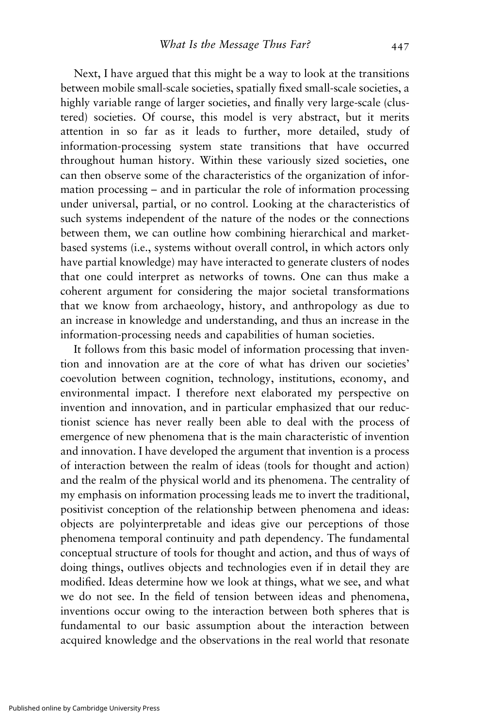Next, I have argued that this might be a way to look at the transitions between mobile small-scale societies, spatially fixed small-scale societies, a highly variable range of larger societies, and finally very large-scale (clustered) societies. Of course, this model is very abstract, but it merits attention in so far as it leads to further, more detailed, study of information-processing system state transitions that have occurred throughout human history. Within these variously sized societies, one can then observe some of the characteristics of the organization of information processing – and in particular the role of information processing under universal, partial, or no control. Looking at the characteristics of such systems independent of the nature of the nodes or the connections between them, we can outline how combining hierarchical and market-based systems (i.e., systems without overall control, in which actors only have partial knowledge) may have interacted to generate clusters of nodes that one could interpret as networks of towns. One can thus make a coherent argument for considering the major societal transformations that we know from archaeology, history, and anthropology as due to an increase in knowledge and understanding, and thus an increase in the information-processing needs and capabilities of human societies.

It follows from this basic model of information processing that invention and innovation are at the core of what has driven our societies' coevolution between cognition, technology, institutions, economy, and environmental impact. I therefore next elaborated my perspective on invention and innovation, and in particular emphasized that our reductionist science has never really been able to deal with the process of emergence of new phenomena that is the main characteristic of invention and innovation. I have developed the argument that invention is a process of interaction between the realm of ideas (tools for thought and action) and the realm of the physical world and its phenomena. The centrality of my emphasis on information processing leads me to invert the traditional, positivist conception of the relationship between phenomena and ideas: objects are polyinterpretable and ideas give our perceptions of those phenomena temporal continuity and path dependency. The fundamental conceptual structure of tools for thought and action, and thus of ways of doing things, outlives objects and technologies even if in detail they are modified. Ideas determine how we look at things, what we see, and what we do not see. In the field of tension between ideas and phenomena, inventions occur owing to the interaction between both spheres that is fundamental to our basic assumption about the interaction between acquired knowledge and the observations in the real world that resonate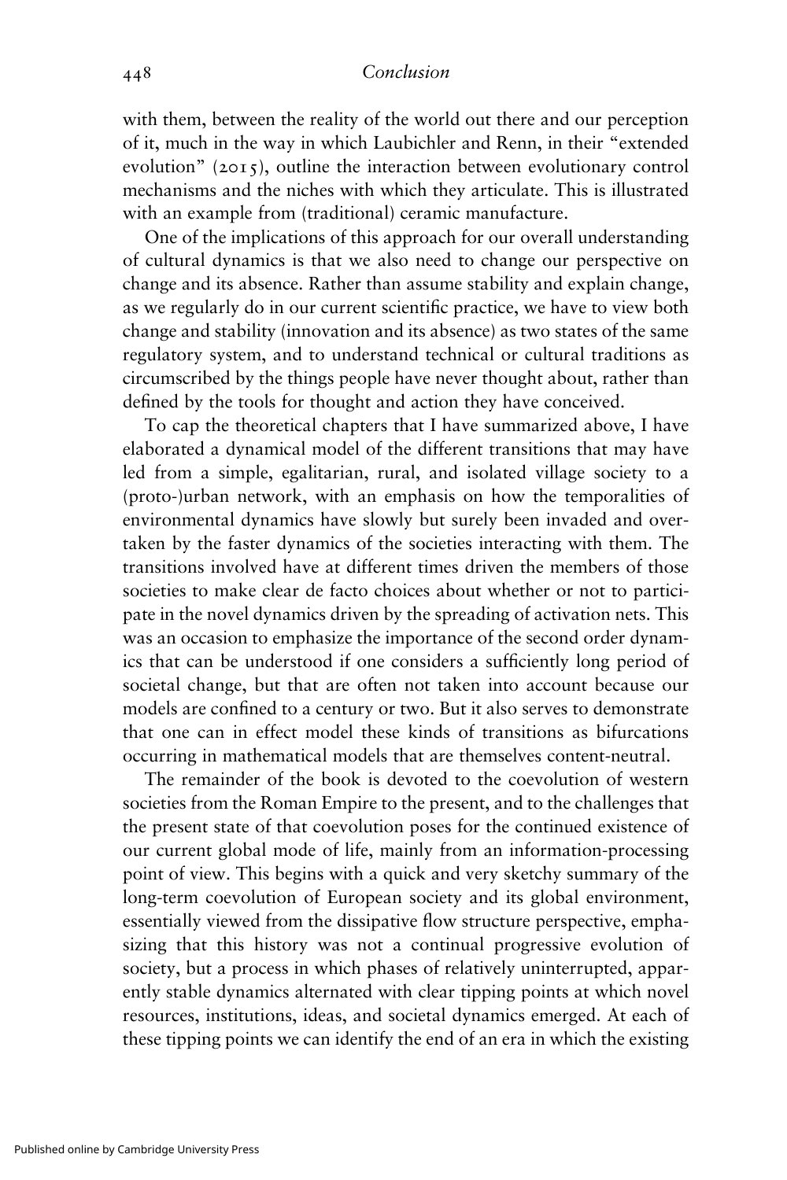with them, between the reality of the world out there and our perception of it, much in the way in which Laubichler and Renn, in their "extended evolution" (2015), outline the interaction between evolutionary control mechanisms and the niches with which they articulate. This is illustrated with an example from (traditional) ceramic manufacture.

One of the implications of this approach for our overall understanding of cultural dynamics is that we also need to change our perspective on change and its absence. Rather than assume stability and explain change, as we regularly do in our current scientific practice, we have to view both change and stability (innovation and its absence) as two states of the same regulatory system, and to understand technical or cultural traditions as circumscribed by the things people have never thought about, rather than defined by the tools for thought and action they have conceived.

To cap the theoretical chapters that I have summarized above, I have elaborated a dynamical model of the different transitions that may have led from a simple, egalitarian, rural, and isolated village society to a (proto-)urban network, with an emphasis on how the temporalities of environmental dynamics have slowly but surely been invaded and overtaken by the faster dynamics of the societies interacting with them. The transitions involved have at different times driven the members of those societies to make clear de facto choices about whether or not to participate in the novel dynamics driven by the spreading of activation nets. This was an occasion to emphasize the importance of the second order dynamics that can be understood if one considers a sufficiently long period of societal change, but that are often not taken into account because our models are confined to a century or two. But it also serves to demonstrate that one can in effect model these kinds of transitions as bifurcations occurring in mathematical models that are themselves content-neutral.

The remainder of the book is devoted to the coevolution of western societies from the Roman Empire to the present, and to the challenges that the present state of that coevolution poses for the continued existence of our current global mode of life, mainly from an information-processing point of view. This begins with a quick and very sketchy summary of the long-term coevolution of European society and its global environment, essentially viewed from the dissipative flow structure perspective, emphasizing that this history was not a continual progressive evolution of society, but a process in which phases of relatively uninterrupted, apparently stable dynamics alternated with clear tipping points at which novel resources, institutions, ideas, and societal dynamics emerged. At each of these tipping points we can identify the end of an era in which the existing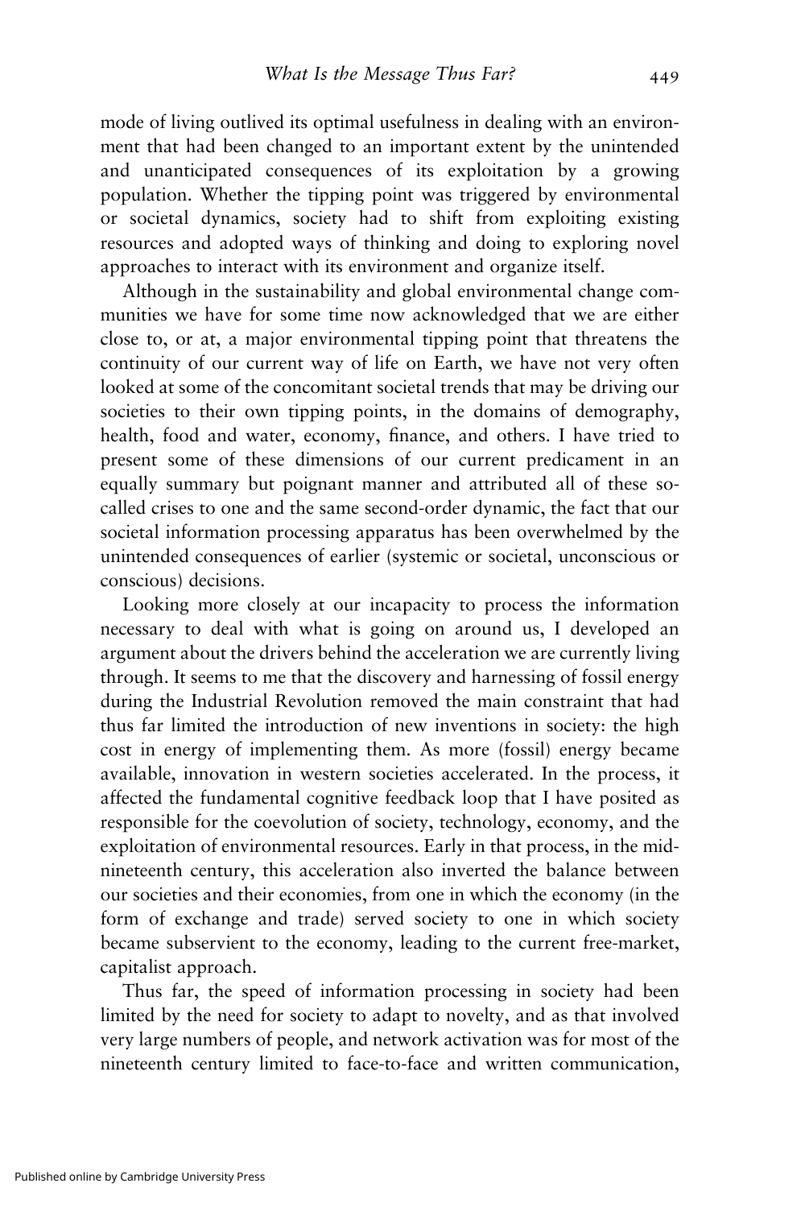mode of living outlived its optimal usefulness in dealing with an environment that had been changed to an important extent by the unintended and unanticipated consequences of its exploitation by a growing population. Whether the tipping point was triggered by environmental or societal dynamics, society had to shift from exploiting existing resources and adopted ways of thinking and doing to exploring novel approaches to interact with its environment and organize itself.

Although in the sustainability and global environmental change communities we have for some time now acknowledged that we are either close to, or at, a major environmental tipping point that threatens the continuity of our current way of life on Earth, we have not very often looked at some of the concomitant societal trends that may be driving our societies to their own tipping points, in the domains of demography, health, food and water, economy, finance, and others. I have tried to present some of these dimensions of our current predicament in an equally summary but poignant manner and attributed all of these so-called crises to one and the same second-order dynamic, the fact that our societal information processing apparatus has been overwhelmed by the unintended consequences of earlier (systemic or societal, unconscious or conscious) decisions.

Looking more closely at our incapacity to process the information necessary to deal with what is going on around us, I developed an argument about the drivers behind the acceleration we are currently living through. It seems to me that the discovery and harnessing of fossil energy during the Industrial Revolution removed the main constraint that had thus far limited the introduction of new inventions in society: the high cost in energy of implementing them. As more (fossil) energy became available, innovation in western societies accelerated. In the process, it affected the fundamental cognitive feedback loop that I have posited as responsible for the coevolution of society, technology, economy, and the exploitation of environmental resources. Early in that process, in the mid-nineteenth century, this acceleration also inverted the balance between our societies and their economies, from one in which the economy (in the form of exchange and trade) served society to one in which society became subservient to the economy, leading to the current free-market, capitalist approach.

Thus far, the speed of information processing in society had been limited by the need for society to adapt to novelty, and as that involved very large numbers of people, and network activation was for most of the nineteenth century limited to face-to-face and written communication,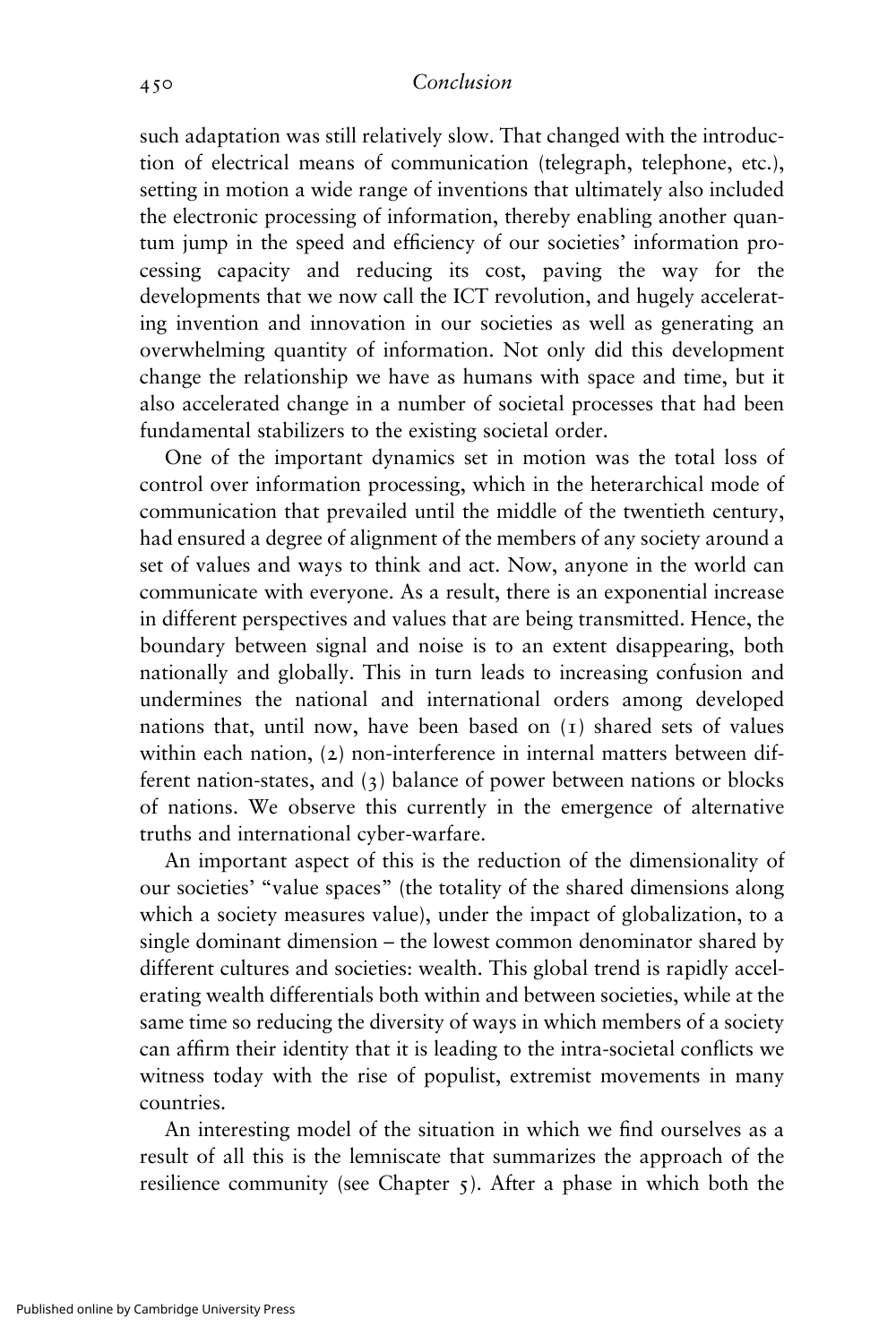such adaptation was still relatively slow. That changed with the introduction of electrical means of communication (telegraph, telephone, etc.), setting in motion a wide range of inventions that ultimately also included the electronic processing of information, thereby enabling another quantum jump in the speed and efficiency of our societies' information processing capacity and reducing its cost, paving the way for the developments that we now call the ICT revolution, and hugely accelerating invention and innovation in our societies as well as generating an overwhelming quantity of information. Not only did this development change the relationship we have as humans with space and time, but it also accelerated change in a number of societal processes that had been fundamental stabilizers to the existing societal order.

One of the important dynamics set in motion was the total loss of control over information processing, which in the heterarchical mode of communication that prevailed until the middle of the twentieth century, had ensured a degree of alignment of the members of any society around a set of values and ways to think and act. Now, anyone in the world can communicate with everyone. As a result, there is an exponential increase in different perspectives and values that are being transmitted. Hence, the boundary between signal and noise is to an extent disappearing, both nationally and globally. This in turn leads to increasing confusion and undermines the national and international orders among developed nations that, until now, have been based on (1) shared sets of values within each nation, (2) non-interference in internal matters between different nation-states, and (3) balance of power between nations or blocks of nations. We observe this currently in the emergence of alternative truths and international cyber-warfare.

An important aspect of this is the reduction of the dimensionality of our societies' "value spaces" (the totality of the shared dimensions along which a society measures value), under the impact of globalization, to a single dominant dimension – the lowest common denominator shared by different cultures and societies: wealth. This global trend is rapidly accelerating wealth differentials both within and between societies, while at the same time so reducing the diversity of ways in which members of a society can affirm their identity that it is leading to the intra-societal conflicts we witness today with the rise of populist, extremist movements in many countries.

An interesting model of the situation in which we find ourselves as a result of all this is the lemniscate that summarizes the approach of the resilience community (see Chapter 5). After a phase in which both the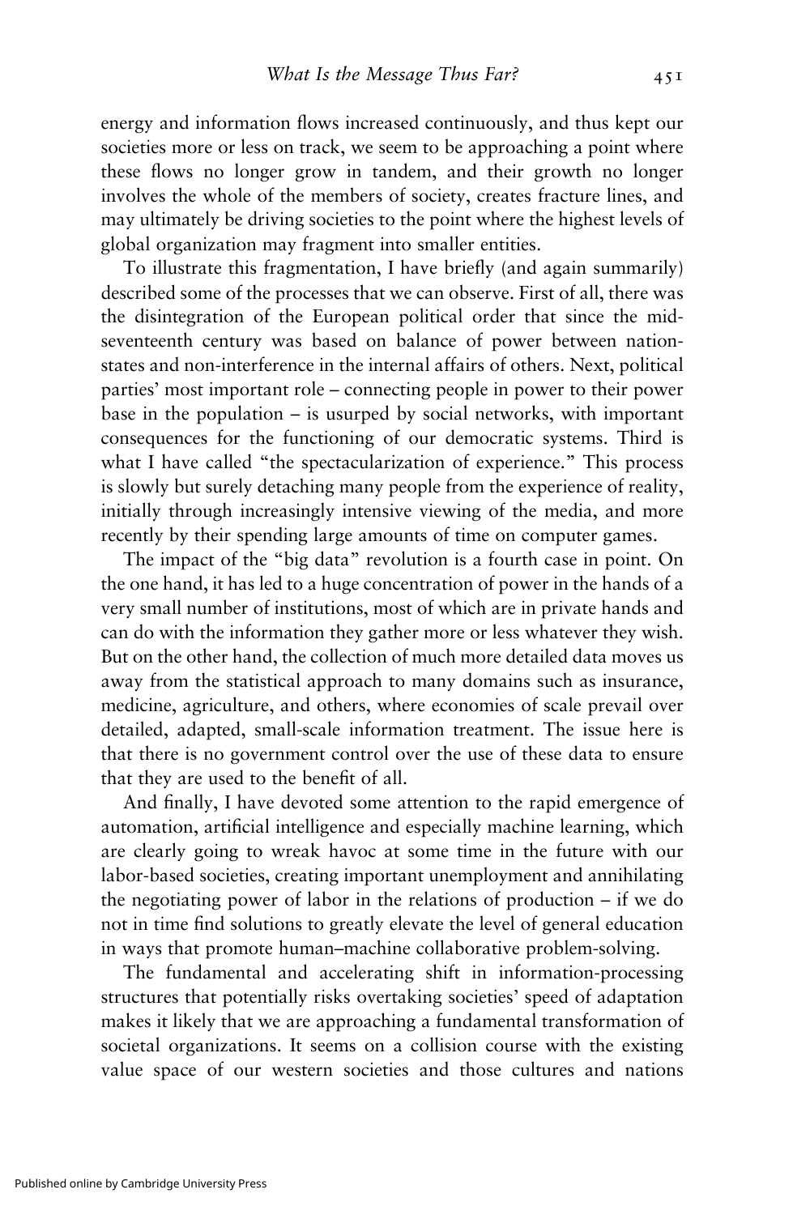energy and information flows increased continuously, and thus kept our societies more or less on track, we seem to be approaching a point where these flows no longer grow in tandem, and their growth no longer involves the whole of the members of society, creates fracture lines, and may ultimately be driving societies to the point where the highest levels of global organization may fragment into smaller entities.

To illustrate this fragmentation, I have briefly (and again summarily) described some of the processes that we can observe. First of all, there was the disintegration of the European political order that since the mid-seventeenth century was based on balance of power between nation-states and non-interference in the internal affairs of others. Next, political parties' most important role – connecting people in power to their power base in the population – is usurped by social networks, with important consequences for the functioning of our democratic systems. Third is what I have called "the spectacularization of experience." This process is slowly but surely detaching many people from the experience of reality, initially through increasingly intensive viewing of the media, and more recently by their spending large amounts of time on computer games.

The impact of the "big data" revolution is a fourth case in point. On the one hand, it has led to a huge concentration of power in the hands of a very small number of institutions, most of which are in private hands and can do with the information they gather more or less whatever they wish. But on the other hand, the collection of much more detailed data moves us away from the statistical approach to many domains such as insurance, medicine, agriculture, and others, where economies of scale prevail over detailed, adapted, small-scale information treatment. The issue here is that there is no government control over the use of these data to ensure that they are used to the benefit of all.

And finally, I have devoted some attention to the rapid emergence of automation, artificial intelligence and especially machine learning, which are clearly going to wreak havoc at some time in the future with our labor-based societies, creating important unemployment and annihilating the negotiating power of labor in the relations of production – if we do not in time find solutions to greatly elevate the level of general education in ways that promote human–machine collaborative problem-solving.

The fundamental and accelerating shift in information-processing structures that potentially risks overtaking societies' speed of adaptation makes it likely that we are approaching a fundamental transformation of societal organizations. It seems on a collision course with the existing value space of our western societies and those cultures and nations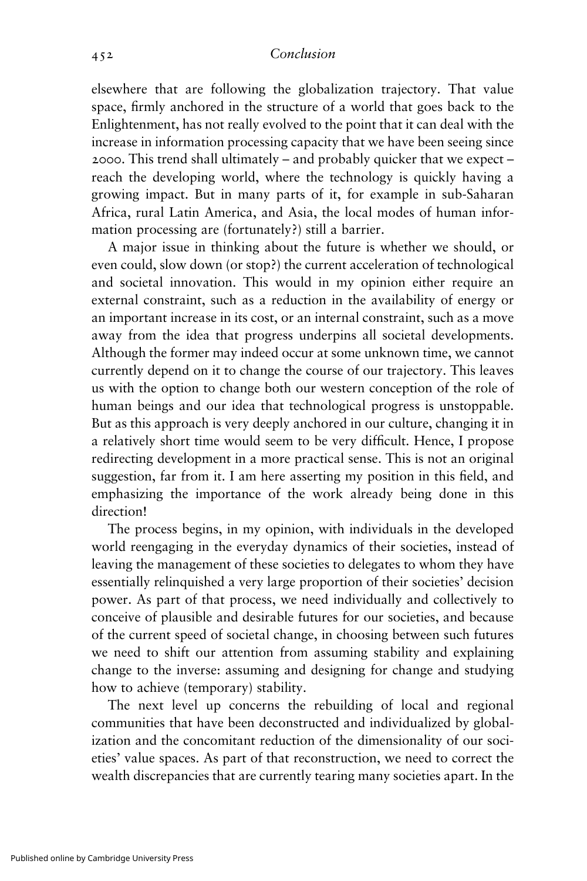elsewhere that are following the globalization trajectory. That value space, firmly anchored in the structure of a world that goes back to the Enlightenment, has not really evolved to the point that it can deal with the increase in information processing capacity that we have been seeing since 2000. This trend shall ultimately – and probably quicker that we expect – reach the developing world, where the technology is quickly having a growing impact. But in many parts of it, for example in sub-Saharan Africa, rural Latin America, and Asia, the local modes of human information processing are (fortunately?) still a barrier.

A major issue in thinking about the future is whether we should, or even could, slow down (or stop?) the current acceleration of technological and societal innovation. This would in my opinion either require an external constraint, such as a reduction in the availability of energy or an important increase in its cost, or an internal constraint, such as a move away from the idea that progress underpins all societal developments. Although the former may indeed occur at some unknown time, we cannot currently depend on it to change the course of our trajectory. This leaves us with the option to change both our western conception of the role of human beings and our idea that technological progress is unstoppable. But as this approach is very deeply anchored in our culture, changing it in a relatively short time would seem to be very difficult. Hence, I propose redirecting development in a more practical sense. This is not an original suggestion, far from it. I am here asserting my position in this field, and emphasizing the importance of the work already being done in this direction!

The process begins, in my opinion, with individuals in the developed world reengaging in the everyday dynamics of their societies, instead of leaving the management of these societies to delegates to whom they have essentially relinquished a very large proportion of their societies' decision power. As part of that process, we need individually and collectively to conceive of plausible and desirable futures for our societies, and because of the current speed of societal change, in choosing between such futures we need to shift our attention from assuming stability and explaining change to the inverse: assuming and designing for change and studying how to achieve (temporary) stability.

The next level up concerns the rebuilding of local and regional communities that have been deconstructed and individualized by globalization and the concomitant reduction of the dimensionality of our societies' value spaces. As part of that reconstruction, we need to correct the wealth discrepancies that are currently tearing many societies apart. In the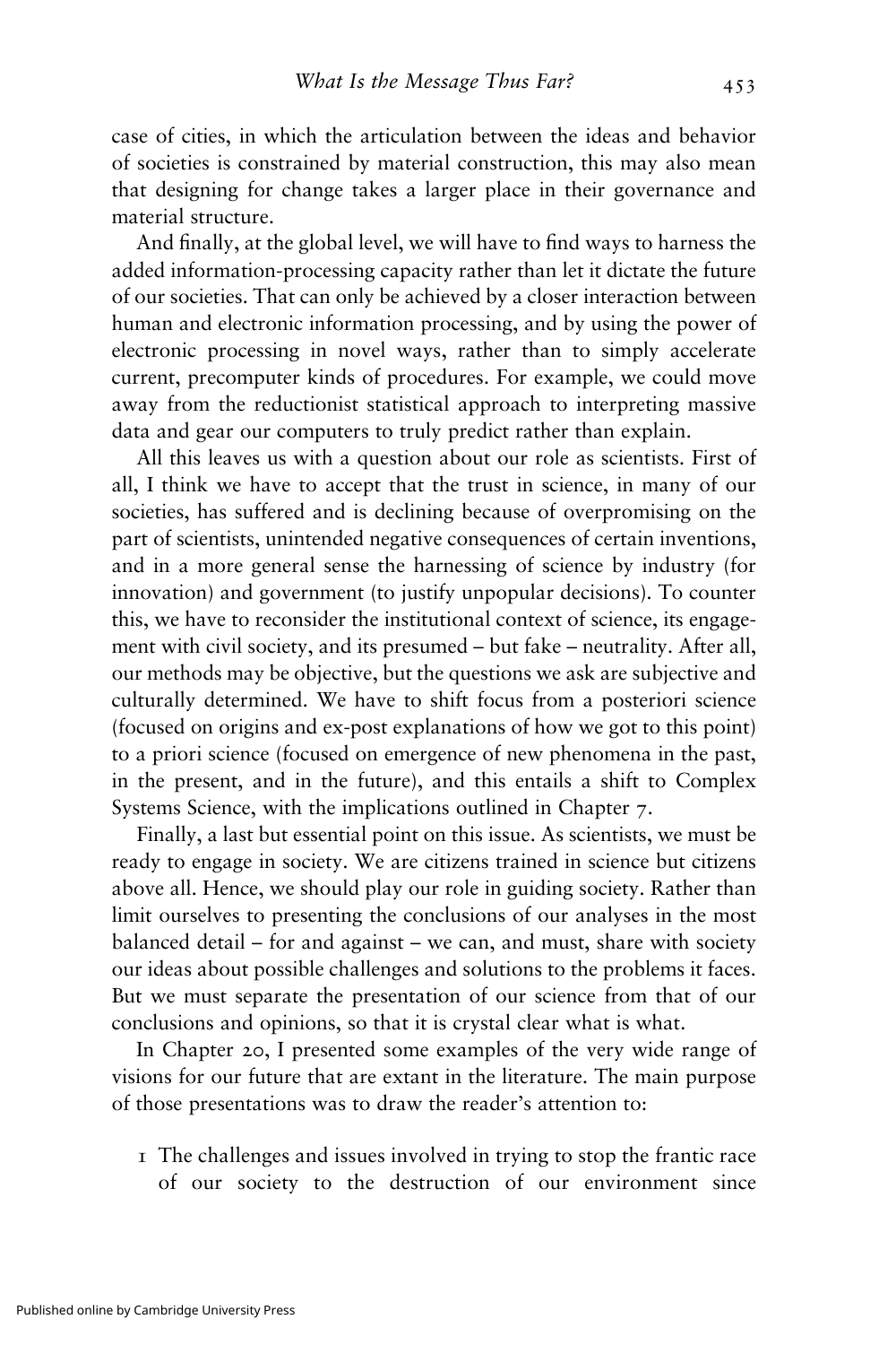case of cities, in which the articulation between the ideas and behavior of societies is constrained by material construction, this may also mean that designing for change takes a larger place in their governance and material structure.

And finally, at the global level, we will have to find ways to harness the added information-processing capacity rather than let it dictate the future of our societies. That can only be achieved by a closer interaction between human and electronic information processing, and by using the power of electronic processing in novel ways, rather than to simply accelerate current, precomputer kinds of procedures. For example, we could move away from the reductionist statistical approach to interpreting massive data and gear our computers to truly predict rather than explain.

All this leaves us with a question about our role as scientists. First of all, I think we have to accept that the trust in science, in many of our societies, has suffered and is declining because of overpromising on the part of scientists, unintended negative consequences of certain inventions, and in a more general sense the harnessing of science by industry (for innovation) and government (to justify unpopular decisions). To counter this, we have to reconsider the institutional context of science, its engagement with civil society, and its presumed – but fake – neutrality. After all, our methods may be objective, but the questions we ask are subjective and culturally determined. We have to shift focus from a posteriori science (focused on origins and ex-post explanations of how we got to this point) to a priori science (focused on emergence of new phenomena in the past, in the present, and in the future), and this entails a shift to Complex Systems Science, with the implications outlined in Chapter 7.

Finally, a last but essential point on this issue. As scientists, we must be ready to engage in society. We are citizens trained in science but citizens above all. Hence, we should play our role in guiding society. Rather than limit ourselves to presenting the conclusions of our analyses in the most balanced detail – for and against – we can, and must, share with society our ideas about possible challenges and solutions to the problems it faces. But we must separate the presentation of our science from that of our conclusions and opinions, so that it is crystal clear what is what.

In Chapter 20, I presented some examples of the very wide range of visions for our future that are extant in the literature. The main purpose of those presentations was to draw the reader's attention to:

1 The challenges and issues involved in trying to stop the frantic race of our society to the destruction of our environment since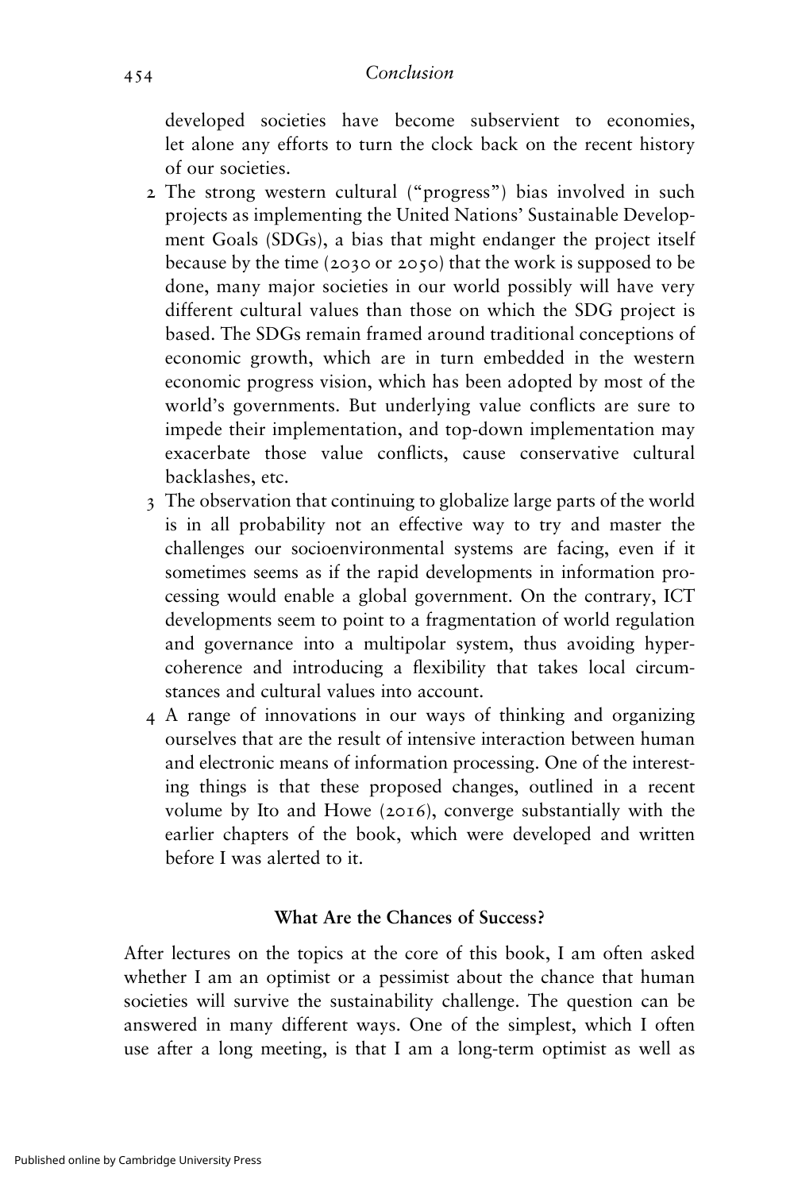developed societies have become subservient to economies, let alone any efforts to turn the clock back on the recent history of our societies.

2 The strong western cultural ("progress") bias involved in such projects as implementing the United Nations' Sustainable Development Goals (SDGs), a bias that might endanger the project itself because by the time (2030 or 2050) that the work is supposed to be done, many major societies in our world possibly will have very different cultural values than those on which the SDG project is based. The SDGs remain framed around traditional conceptions of economic growth, which are in turn embedded in the western economic progress vision, which has been adopted by most of the world's governments. But underlying value conflicts are sure to impede their implementation, and top-down implementation may exacerbate those value conflicts, cause conservative cultural backlashes, etc.

3 The observation that continuing to globalize large parts of the world is in all probability not an effective way to try and master the challenges our socioenvironmental systems are facing, even if it sometimes seems as if the rapid developments in information processing would enable a global government. On the contrary, ICT developments seem to point to a fragmentation of world regulation and governance into a multipolar system, thus avoiding hypercoherence and introducing a flexibility that takes local circumstances and cultural values into account.

4 A range of innovations in our ways of thinking and organizing ourselves that are the result of intensive interaction between human and electronic means of information processing. One of the interesting things is that these proposed changes, outlined in a recent volume by Ito and Howe (2016), converge substantially with the earlier chapters of the book, which were developed and written before I was alerted to it.

## What Are the Chances of Success?

After lectures on the topics at the core of this book, I am often asked whether I am an optimist or a pessimist about the chance that human societies will survive the sustainability challenge. The question can be answered in many different ways. One of the simplest, which I often use after a long meeting, is that I am a long-term optimist as well as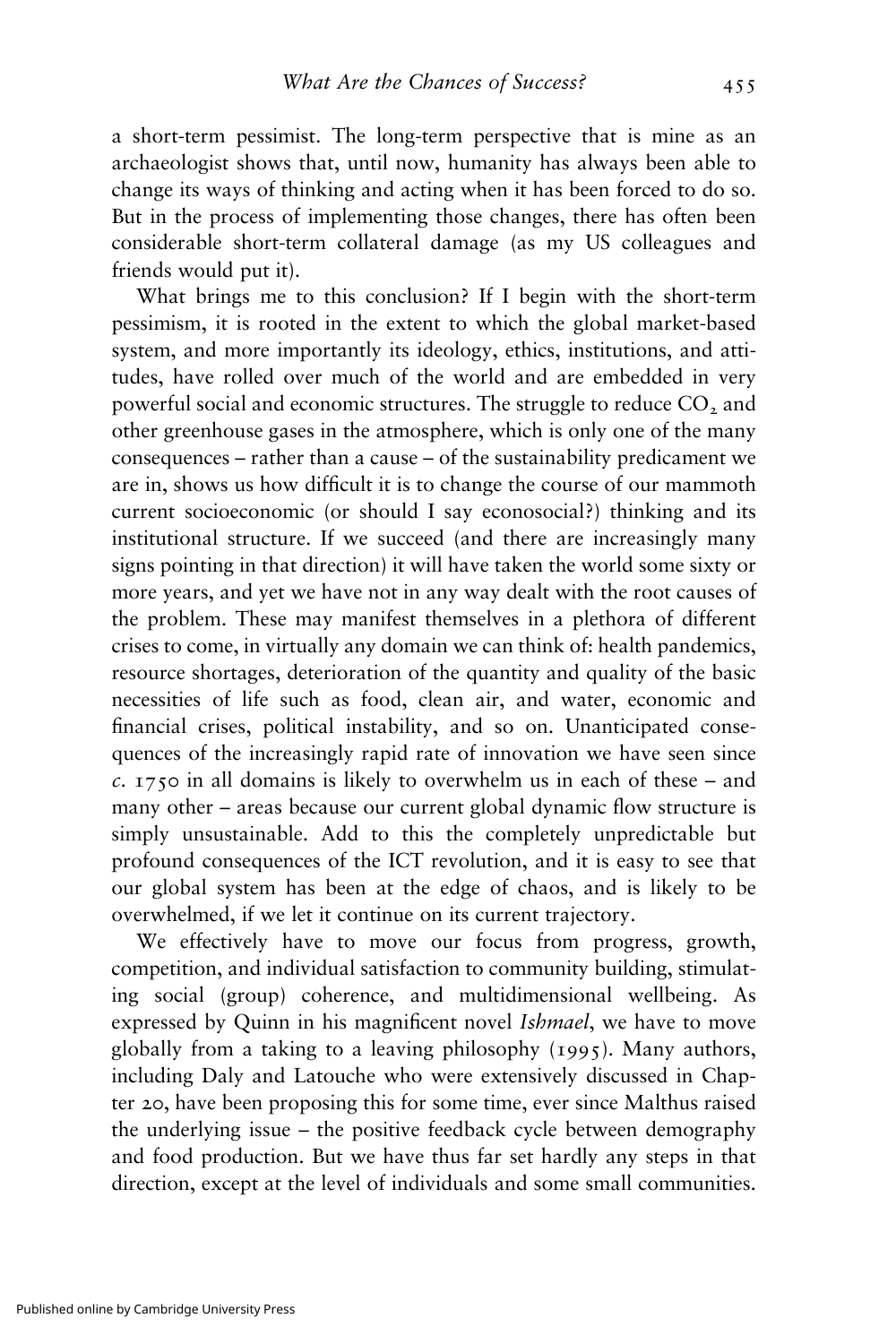a short-term pessimist. The long-term perspective that is mine as an archaeologist shows that, until now, humanity has always been able to change its ways of thinking and acting when it has been forced to do so. But in the process of implementing those changes, there has often been considerable short-term collateral damage (as my US colleagues and friends would put it).

What brings me to this conclusion? If I begin with the short-term pessimism, it is rooted in the extent to which the global market-based system, and more importantly its ideology, ethics, institutions, and attitudes, have rolled over much of the world and are embedded in very powerful social and economic structures. The struggle to reduce $CO_2$ and other greenhouse gases in the atmosphere, which is only one of the many consequences – rather than a cause – of the sustainability predicament we are in, shows us how difficult it is to change the course of our mammoth current socioeconomic (or should I say econosocial?) thinking and its institutional structure. If we succeed (and there are increasingly many signs pointing in that direction) it will have taken the world some sixty or more years, and yet we have not in any way dealt with the root causes of the problem. These may manifest themselves in a plethora of different crises to come, in virtually any domain we can think of: health pandemics, resource shortages, deterioration of the quantity and quality of the basic necessities of life such as food, clean air, and water, economic and financial crises, political instability, and so on. Unanticipated consequences of the increasingly rapid rate of innovation we have seen since *c.* 1750 in all domains is likely to overwhelm us in each of these – and many other – areas because our current global dynamic flow structure is simply unsustainable. Add to this the completely unpredictable but profound consequences of the ICT revolution, and it is easy to see that our global system has been at the edge of chaos, and is likely to be overwhelmed, if we let it continue on its current trajectory.

We effectively have to move our focus from progress, growth, competition, and individual satisfaction to community building, stimulating social (group) coherence, and multidimensional wellbeing. As expressed by Quinn in his magnificent novel *Ishmael*, we have to move globally from a taking to a leaving philosophy (1995). Many authors, including Daly and Latouche who were extensively discussed in Chapter 20, have been proposing this for some time, ever since Malthus raised the underlying issue – the positive feedback cycle between demography and food production. But we have thus far set hardly any steps in that direction, except at the level of individuals and some small communities.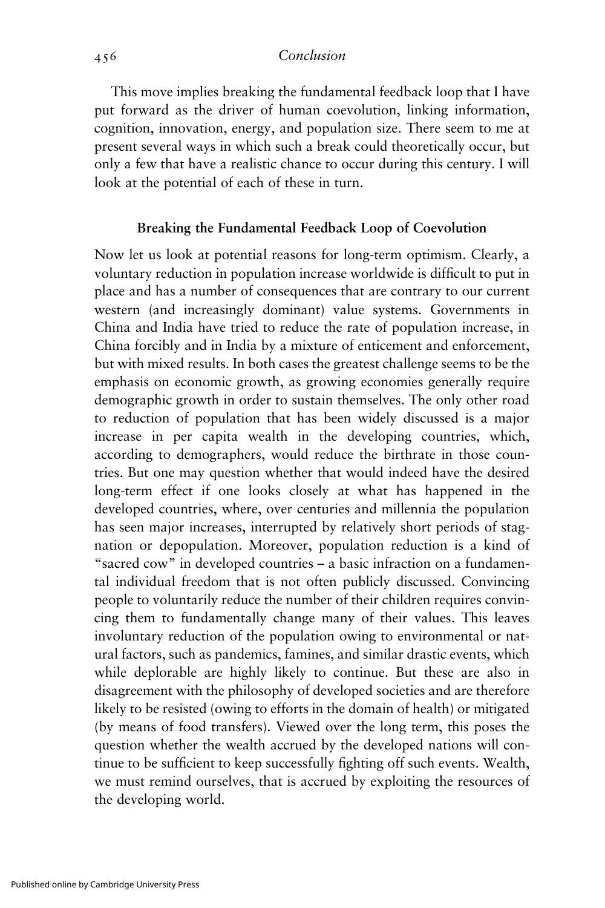This move implies breaking the fundamental feedback loop that I have put forward as the driver of human coevolution, linking information, cognition, innovation, energy, and population size. There seem to me at present several ways in which such a break could theoretically occur, but only a few that have a realistic chance to occur during this century. I will look at the potential of each of these in turn.

### Breaking the Fundamental Feedback Loop of Coevolution

Now let us look at potential reasons for long-term optimism. Clearly, a voluntary reduction in population increase worldwide is difficult to put in place and has a number of consequences that are contrary to our current western (and increasingly dominant) value systems. Governments in China and India have tried to reduce the rate of population increase, in China forcibly and in India by a mixture of enticement and enforcement, but with mixed results. In both cases the greatest challenge seems to be the emphasis on economic growth, as growing economies generally require demographic growth in order to sustain themselves. The only other road to reduction of population that has been widely discussed is a major increase in per capita wealth in the developing countries, which, according to demographers, would reduce the birthrate in those countries. But one may question whether that would indeed have the desired long-term effect if one looks closely at what has happened in the developed countries, where, over centuries and millennia the population has seen major increases, interrupted by relatively short periods of stagnation or depopulation. Moreover, population reduction is a kind of "sacred cow" in developed countries – a basic infraction on a fundamental individual freedom that is not often publicly discussed. Convincing people to voluntarily reduce the number of their children requires convincing them to fundamentally change many of their values. This leaves involuntary reduction of the population owing to environmental or natural factors, such as pandemics, famines, and similar drastic events, which while deplorable are highly likely to continue. But these are also in disagreement with the philosophy of developed societies and are therefore likely to be resisted (owing to efforts in the domain of health) or mitigated (by means of food transfers). Viewed over the long term, this poses the question whether the wealth accrued by the developed nations will continue to be sufficient to keep successfully fighting off such events. Wealth, we must remind ourselves, that is accrued by exploiting the resources of the developing world.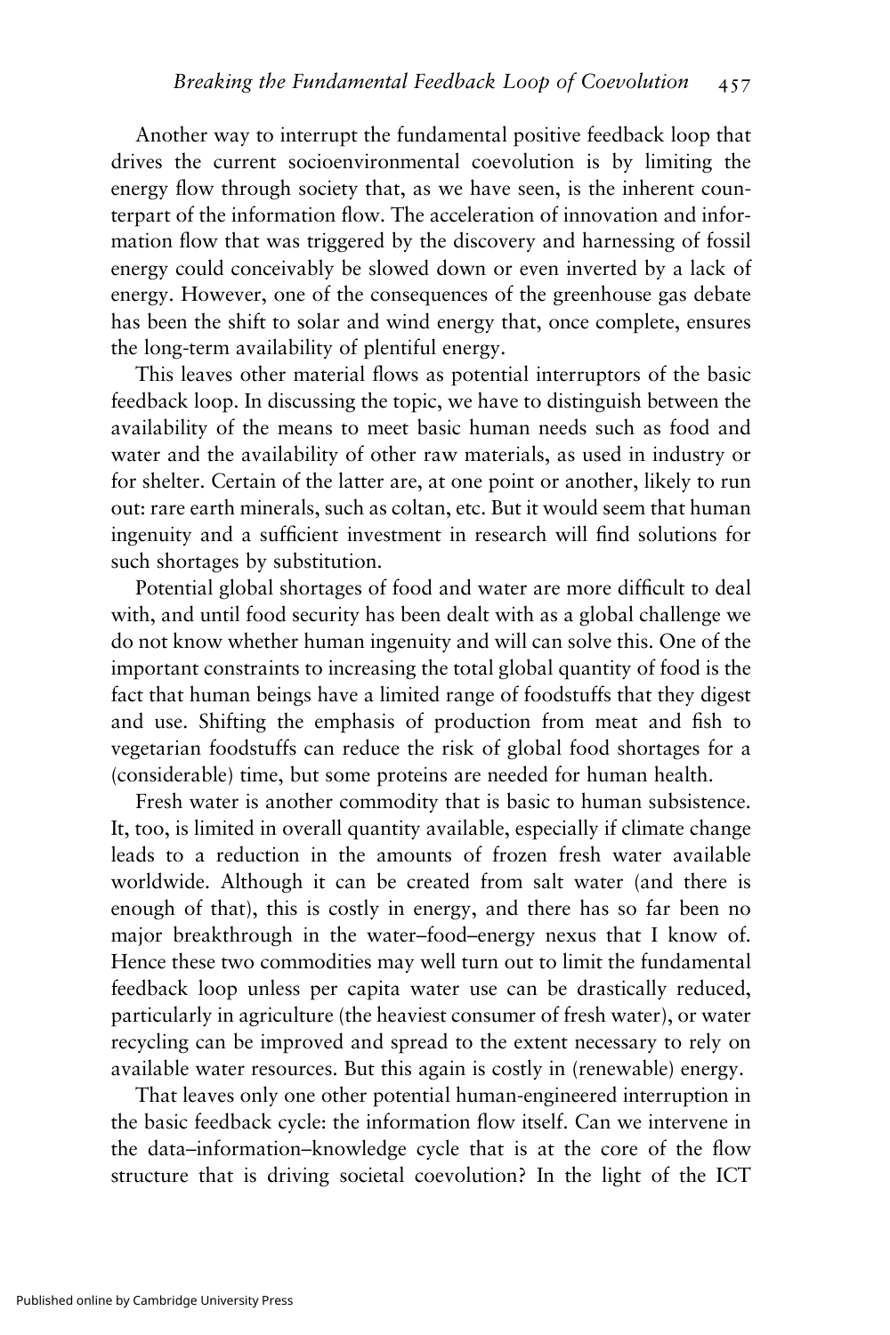Another way to interrupt the fundamental positive feedback loop that drives the current socioenvironmental coevolution is by limiting the energy flow through society that, as we have seen, is the inherent counterpart of the information flow. The acceleration of innovation and information flow that was triggered by the discovery and harnessing of fossil energy could conceivably be slowed down or even inverted by a lack of energy. However, one of the consequences of the greenhouse gas debate has been the shift to solar and wind energy that, once complete, ensures the long-term availability of plentiful energy.

This leaves other material flows as potential interruptors of the basic feedback loop. In discussing the topic, we have to distinguish between the availability of the means to meet basic human needs such as food and water and the availability of other raw materials, as used in industry or for shelter. Certain of the latter are, at one point or another, likely to run out: rare earth minerals, such as coltan, etc. But it would seem that human ingenuity and a sufficient investment in research will find solutions for such shortages by substitution.

Potential global shortages of food and water are more difficult to deal with, and until food security has been dealt with as a global challenge we do not know whether human ingenuity and will can solve this. One of the important constraints to increasing the total global quantity of food is the fact that human beings have a limited range of foodstuffs that they digest and use. Shifting the emphasis of production from meat and fish to vegetarian foodstuffs can reduce the risk of global food shortages for a (considerable) time, but some proteins are needed for human health.

Fresh water is another commodity that is basic to human subsistence. It, too, is limited in overall quantity available, especially if climate change leads to a reduction in the amounts of frozen fresh water available worldwide. Although it can be created from salt water (and there is enough of that), this is costly in energy, and there has so far been no major breakthrough in the water–food–energy nexus that I know of. Hence these two commodities may well turn out to limit the fundamental feedback loop unless per capita water use can be drastically reduced, particularly in agriculture (the heaviest consumer of fresh water), or water recycling can be improved and spread to the extent necessary to rely on available water resources. But this again is costly in (renewable) energy.

That leaves only one other potential human-engineered interruption in the basic feedback cycle: the information flow itself. Can we intervene in the data–information–knowledge cycle that is at the core of the flow structure that is driving societal coevolution? In the light of the ICT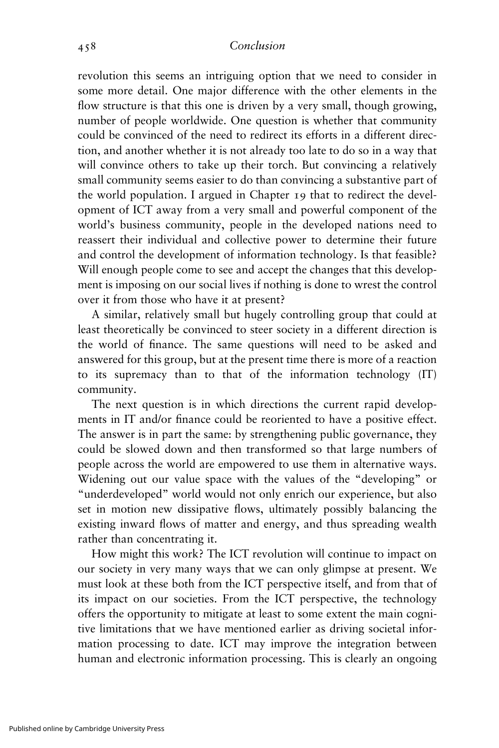revolution this seems an intriguing option that we need to consider in some more detail. One major difference with the other elements in the flow structure is that this one is driven by a very small, though growing, number of people worldwide. One question is whether that community could be convinced of the need to redirect its efforts in a different direction, and another whether it is not already too late to do so in a way that will convince others to take up their torch. But convincing a relatively small community seems easier to do than convincing a substantive part of the world population. I argued in Chapter 19 that to redirect the development of ICT away from a very small and powerful component of the world's business community, people in the developed nations need to reassert their individual and collective power to determine their future and control the development of information technology. Is that feasible? Will enough people come to see and accept the changes that this development is imposing on our social lives if nothing is done to wrest the control over it from those who have it at present?

A similar, relatively small but hugely controlling group that could at least theoretically be convinced to steer society in a different direction is the world of finance. The same questions will need to be asked and answered for this group, but at the present time there is more of a reaction to its supremacy than to that of the information technology (IT) community.

The next question is in which directions the current rapid developments in IT and/or finance could be reoriented to have a positive effect. The answer is in part the same: by strengthening public governance, they could be slowed down and then transformed so that large numbers of people across the world are empowered to use them in alternative ways. Widening out our value space with the values of the "developing" or "underdeveloped" world would not only enrich our experience, but also set in motion new dissipative flows, ultimately possibly balancing the existing inward flows of matter and energy, and thus spreading wealth rather than concentrating it.

How might this work? The ICT revolution will continue to impact on our society in very many ways that we can only glimpse at present. We must look at these both from the ICT perspective itself, and from that of its impact on our societies. From the ICT perspective, the technology offers the opportunity to mitigate at least to some extent the main cognitive limitations that we have mentioned earlier as driving societal information processing to date. ICT may improve the integration between human and electronic information processing. This is clearly an ongoing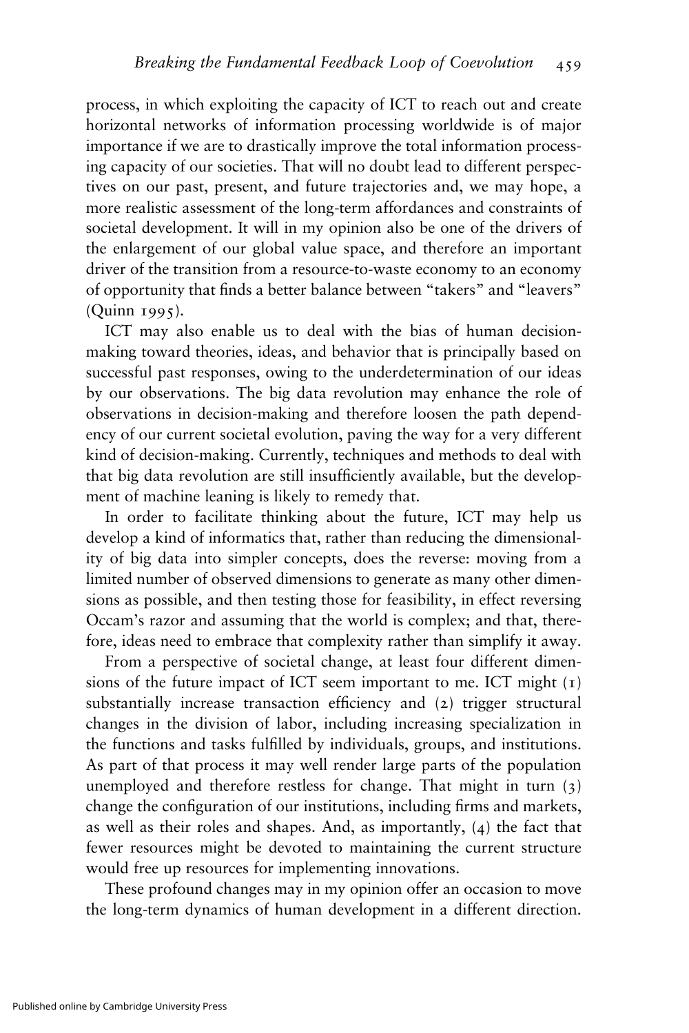process, in which exploiting the capacity of ICT to reach out and create horizontal networks of information processing worldwide is of major importance if we are to drastically improve the total information processing capacity of our societies. That will no doubt lead to different perspectives on our past, present, and future trajectories and, we may hope, a more realistic assessment of the long-term affordances and constraints of societal development. It will in my opinion also be one of the drivers of the enlargement of our global value space, and therefore an important driver of the transition from a resource-to-waste economy to an economy of opportunity that finds a better balance between "takers" and "leavers" (Quinn 1995).

ICT may also enable us to deal with the bias of human decision-making toward theories, ideas, and behavior that is principally based on successful past responses, owing to the underdetermination of our ideas by our observations. The big data revolution may enhance the role of observations in decision-making and therefore loosen the path dependency of our current societal evolution, paving the way for a very different kind of decision-making. Currently, techniques and methods to deal with that big data revolution are still insufficiently available, but the development of machine leaning is likely to remedy that.

In order to facilitate thinking about the future, ICT may help us develop a kind of informatics that, rather than reducing the dimensionality of big data into simpler concepts, does the reverse: moving from a limited number of observed dimensions to generate as many other dimensions as possible, and then testing those for feasibility, in effect reversing Occam's razor and assuming that the world is complex; and that, therefore, ideas need to embrace that complexity rather than simplify it away.

From a perspective of societal change, at least four different dimensions of the future impact of ICT seem important to me. ICT might (1) substantially increase transaction efficiency and (2) trigger structural changes in the division of labor, including increasing specialization in the functions and tasks fulfilled by individuals, groups, and institutions. As part of that process it may well render large parts of the population unemployed and therefore restless for change. That might in turn (3) change the configuration of our institutions, including firms and markets, as well as their roles and shapes. And, as importantly, (4) the fact that fewer resources might be devoted to maintaining the current structure would free up resources for implementing innovations.

These profound changes may in my opinion offer an occasion to move the long-term dynamics of human development in a different direction.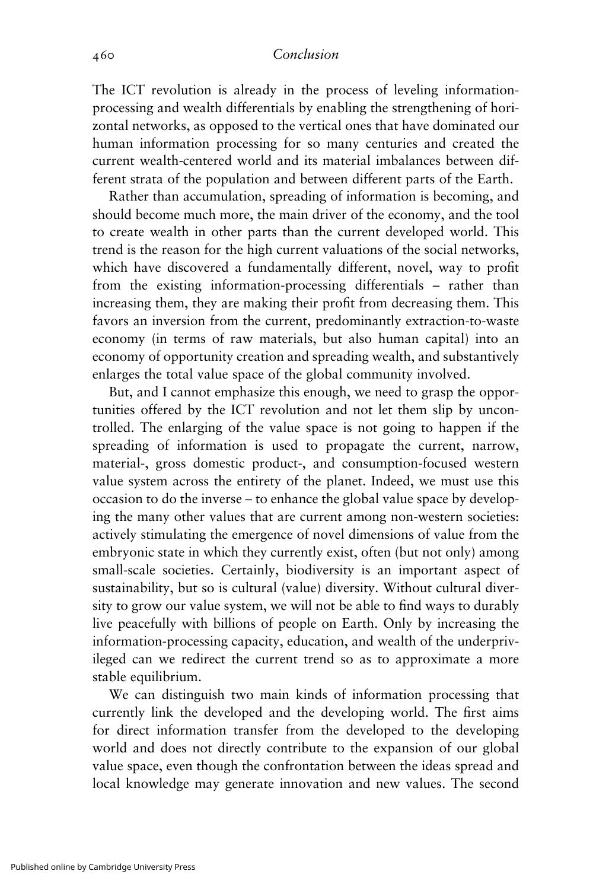The ICT revolution is already in the process of leveling information-processing and wealth differentials by enabling the strengthening of horizontal networks, as opposed to the vertical ones that have dominated our human information processing for so many centuries and created the current wealth-centered world and its material imbalances between different strata of the population and between different parts of the Earth.

Rather than accumulation, spreading of information is becoming, and should become much more, the main driver of the economy, and the tool to create wealth in other parts than the current developed world. This trend is the reason for the high current valuations of the social networks, which have discovered a fundamentally different, novel, way to profit from the existing information-processing differentials – rather than increasing them, they are making their profit from decreasing them. This favors an inversion from the current, predominantly extraction-to-waste economy (in terms of raw materials, but also human capital) into an economy of opportunity creation and spreading wealth, and substantively enlarges the total value space of the global community involved.

But, and I cannot emphasize this enough, we need to grasp the opportunities offered by the ICT revolution and not let them slip by uncontrolled. The enlarging of the value space is not going to happen if the spreading of information is used to propagate the current, narrow, material-, gross domestic product-, and consumption-focused western value system across the entirety of the planet. Indeed, we must use this occasion to do the inverse – to enhance the global value space by developing the many other values that are current among non-western societies: actively stimulating the emergence of novel dimensions of value from the embryonic state in which they currently exist, often (but not only) among small-scale societies. Certainly, biodiversity is an important aspect of sustainability, but so is cultural (value) diversity. Without cultural diversity to grow our value system, we will not be able to find ways to durably live peacefully with billions of people on Earth. Only by increasing the information-processing capacity, education, and wealth of the underprivileged can we redirect the current trend so as to approximate a more stable equilibrium.

We can distinguish two main kinds of information processing that currently link the developed and the developing world. The first aims for direct information transfer from the developed to the developing world and does not directly contribute to the expansion of our global value space, even though the confrontation between the ideas spread and local knowledge may generate innovation and new values. The second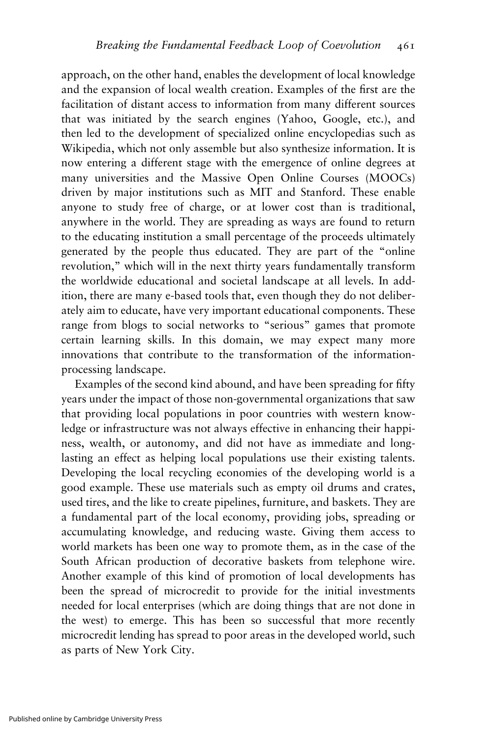approach, on the other hand, enables the development of local knowledge and the expansion of local wealth creation. Examples of the first are the facilitation of distant access to information from many different sources that was initiated by the search engines (Yahoo, Google, etc.), and then led to the development of specialized online encyclopedias such as Wikipedia, which not only assemble but also synthesize information. It is now entering a different stage with the emergence of online degrees at many universities and the Massive Open Online Courses (MOOCs) driven by major institutions such as MIT and Stanford. These enable anyone to study free of charge, or at lower cost than is traditional, anywhere in the world. They are spreading as ways are found to return to the educating institution a small percentage of the proceeds ultimately generated by the people thus educated. They are part of the "online revolution," which will in the next thirty years fundamentally transform the worldwide educational and societal landscape at all levels. In addition, there are many e-based tools that, even though they do not deliberately aim to educate, have very important educational components. These range from blogs to social networks to "serious" games that promote certain learning skills. In this domain, we may expect many more innovations that contribute to the transformation of the information-processing landscape.

Examples of the second kind abound, and have been spreading for fifty years under the impact of those non-governmental organizations that saw that providing local populations in poor countries with western knowledge or infrastructure was not always effective in enhancing their happiness, wealth, or autonomy, and did not have as immediate and long-lasting an effect as helping local populations use their existing talents. Developing the local recycling economies of the developing world is a good example. These use materials such as empty oil drums and crates, used tires, and the like to create pipelines, furniture, and baskets. They are a fundamental part of the local economy, providing jobs, spreading or accumulating knowledge, and reducing waste. Giving them access to world markets has been one way to promote them, as in the case of the South African production of decorative baskets from telephone wire. Another example of this kind of promotion of local developments has been the spread of microcredit to provide for the initial investments needed for local enterprises (which are doing things that are not done in the west) to emerge. This has been so successful that more recently microcredit lending has spread to poor areas in the developed world, such as parts of New York City.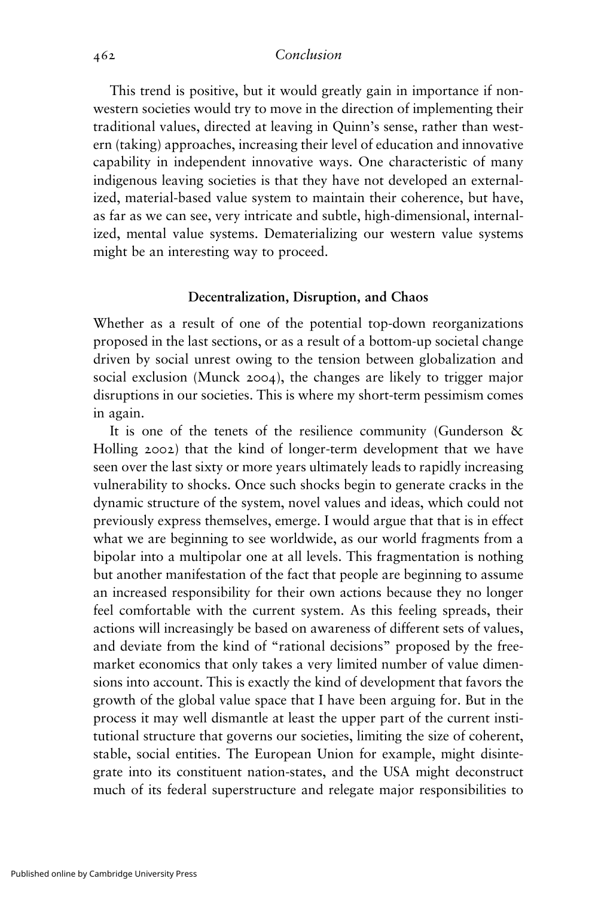This trend is positive, but it would greatly gain in importance if non-western societies would try to move in the direction of implementing their traditional values, directed at leaving in Quinn's sense, rather than western (taking) approaches, increasing their level of education and innovative capability in independent innovative ways. One characteristic of many indigenous leaving societies is that they have not developed an externalized, material-based value system to maintain their coherence, but have, as far as we can see, very intricate and subtle, high-dimensional, internalized, mental value systems. Dematerializing our western value systems might be an interesting way to proceed.

## Decentralization, Disruption, and Chaos

Whether as a result of one of the potential top-down reorganizations proposed in the last sections, or as a result of a bottom-up societal change driven by social unrest owing to the tension between globalization and social exclusion (Munck 2004), the changes are likely to trigger major disruptions in our societies. This is where my short-term pessimism comes in again.

It is one of the tenets of the resilience community (Gunderson & Holling 2002) that the kind of longer-term development that we have seen over the last sixty or more years ultimately leads to rapidly increasing vulnerability to shocks. Once such shocks begin to generate cracks in the dynamic structure of the system, novel values and ideas, which could not previously express themselves, emerge. I would argue that that is in effect what we are beginning to see worldwide, as our world fragments from a bipolar into a multipolar one at all levels. This fragmentation is nothing but another manifestation of the fact that people are beginning to assume an increased responsibility for their own actions because they no longer feel comfortable with the current system. As this feeling spreads, their actions will increasingly be based on awareness of different sets of values, and deviate from the kind of "rational decisions" proposed by the free-market economics that only takes a very limited number of value dimensions into account. This is exactly the kind of development that favors the growth of the global value space that I have been arguing for. But in the process it may well dismantle at least the upper part of the current institutional structure that governs our societies, limiting the size of coherent, stable, social entities. The European Union for example, might disintegrate into its constituent nation-states, and the USA might deconstruct much of its federal superstructure and relegate major responsibilities to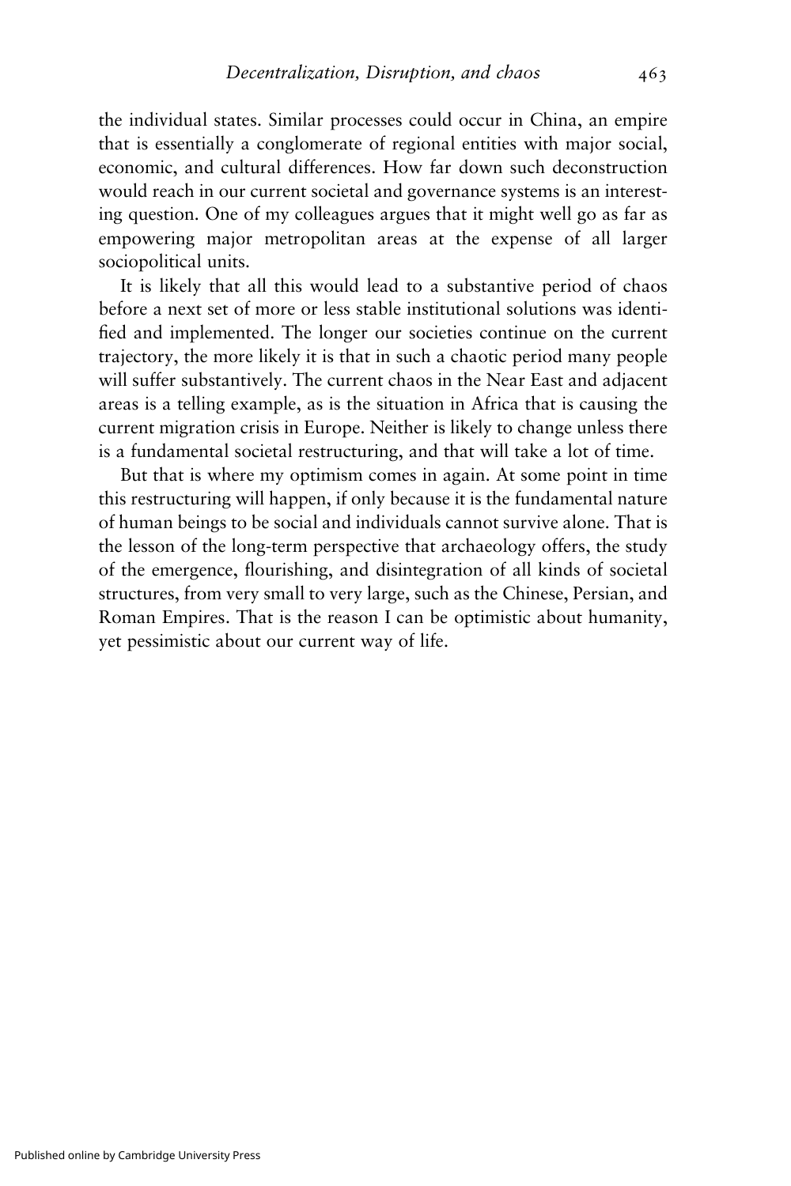the individual states. Similar processes could occur in China, an empire that is essentially a conglomerate of regional entities with major social, economic, and cultural differences. How far down such deconstruction would reach in our current societal and governance systems is an interesting question. One of my colleagues argues that it might well go as far as empowering major metropolitan areas at the expense of all larger sociopolitical units.

It is likely that all this would lead to a substantive period of chaos before a next set of more or less stable institutional solutions was identified and implemented. The longer our societies continue on the current trajectory, the more likely it is that in such a chaotic period many people will suffer substantively. The current chaos in the Near East and adjacent areas is a telling example, as is the situation in Africa that is causing the current migration crisis in Europe. Neither is likely to change unless there is a fundamental societal restructuring, and that will take a lot of time.

But that is where my optimism comes in again. At some point in time this restructuring will happen, if only because it is the fundamental nature of human beings to be social and individuals cannot survive alone. That is the lesson of the long-term perspective that archaeology offers, the study of the emergence, flourishing, and disintegration of all kinds of societal structures, from very small to very large, such as the Chinese, Persian, and Roman Empires. That is the reason I can be optimistic about humanity, yet pessimistic about our current way of life.